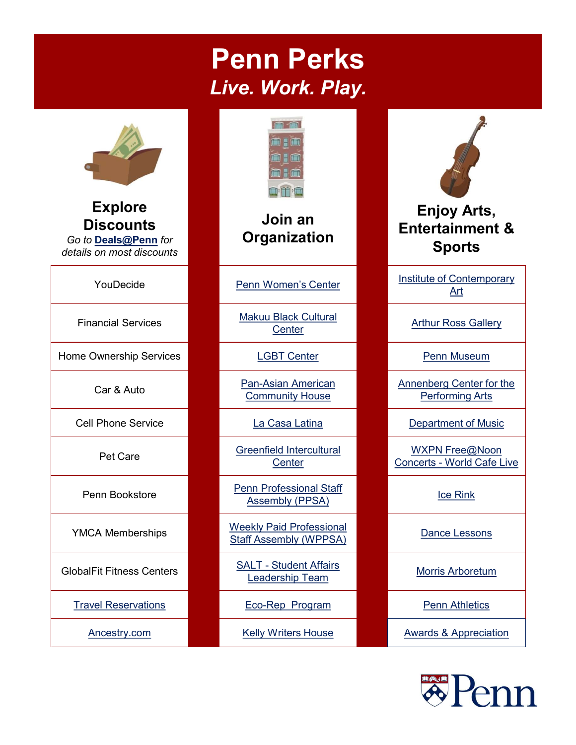# Penn Perks

## *Live. Work. Play.*

| Explore Discounts<br>*Go to* **Deals@Penn** *for details on most discounts* | Join an Organization | Enjoy Arts, Entertainment & Sports |
|---|---|---|
| YouDecide | Penn Women's Center | Institute of Contemporary Art |
| Financial Services | Makuu Black Cultural Center | Arthur Ross Gallery |
| Home Ownership Services | LGBT Center | Penn Museum |
| Car & Auto | Pan-Asian American Community House | Annenberg Center for the Performing Arts |
| Cell Phone Service | La Casa Latina | Department of Music |
| Pet Care | Greenfield Intercultural Center | WXPN Free@Noon Concerts - World Cafe Live |
| Penn Bookstore | Penn Professional Staff Assembly (PPSA) | Ice Rink |
| YMCA Memberships | Weekly Paid Professional Staff Assembly (WPPSA) | Dance Lessons |
| GlobalFit Fitness Centers | SALT - Student Affairs Leadership Team | Morris Arboretum |
| Travel Reservations | Eco-Rep Program | Penn Athletics |
| Ancestry.com | Kelly Writers House | Awards & Appreciation |

Penn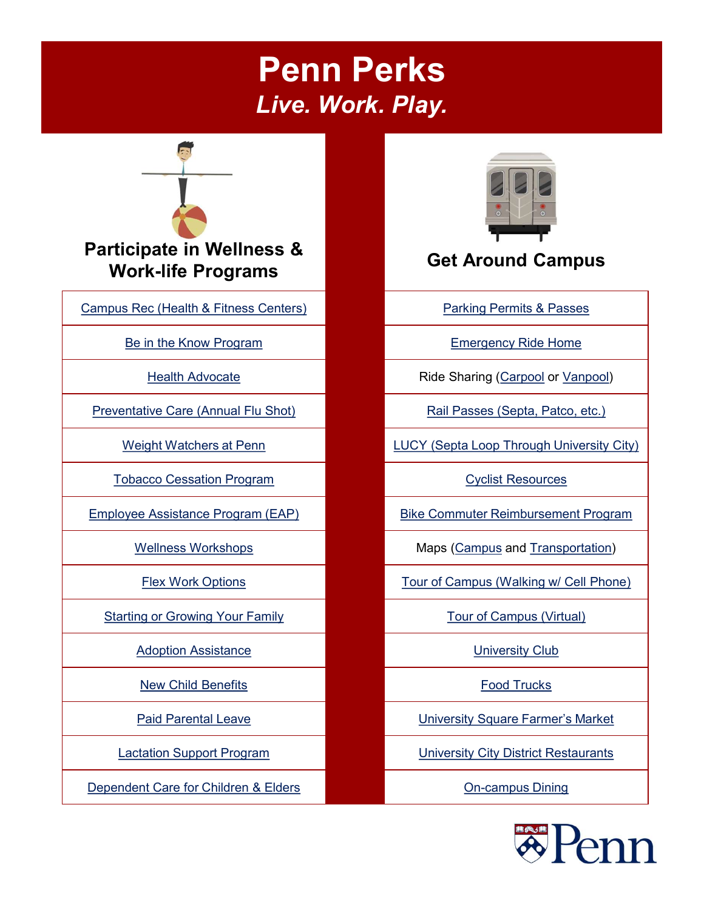# Penn Perks

*Live. Work. Play.*

## Participate in Wellness & Work-life Programs

- Campus Rec (Health & Fitness Centers)
- Be in the Know Program
- Health Advocate
- Preventative Care (Annual Flu Shot)
- Weight Watchers at Penn
- Tobacco Cessation Program
- Employee Assistance Program (EAP)
- Wellness Workshops
- Flex Work Options
- Starting or Growing Your Family
- Adoption Assistance
- New Child Benefits
- Paid Parental Leave
- Lactation Support Program
- Dependent Care for Children & Elders

## Get Around Campus

- Parking Permits & Passes
- Emergency Ride Home
- Ride Sharing (Carpool or Vanpool)
- Rail Passes (Septa, Patco, etc.)
- LUCY (Septa Loop Through University City)
- Cyclist Resources
- Bike Commuter Reimbursement Program
- Maps (Campus and Transportation)
- Tour of Campus (Walking w/ Cell Phone)
- Tour of Campus (Virtual)
- University Club
- Food Trucks
- University Square Farmer's Market
- University City District Restaurants
- On-campus Dining

Penn